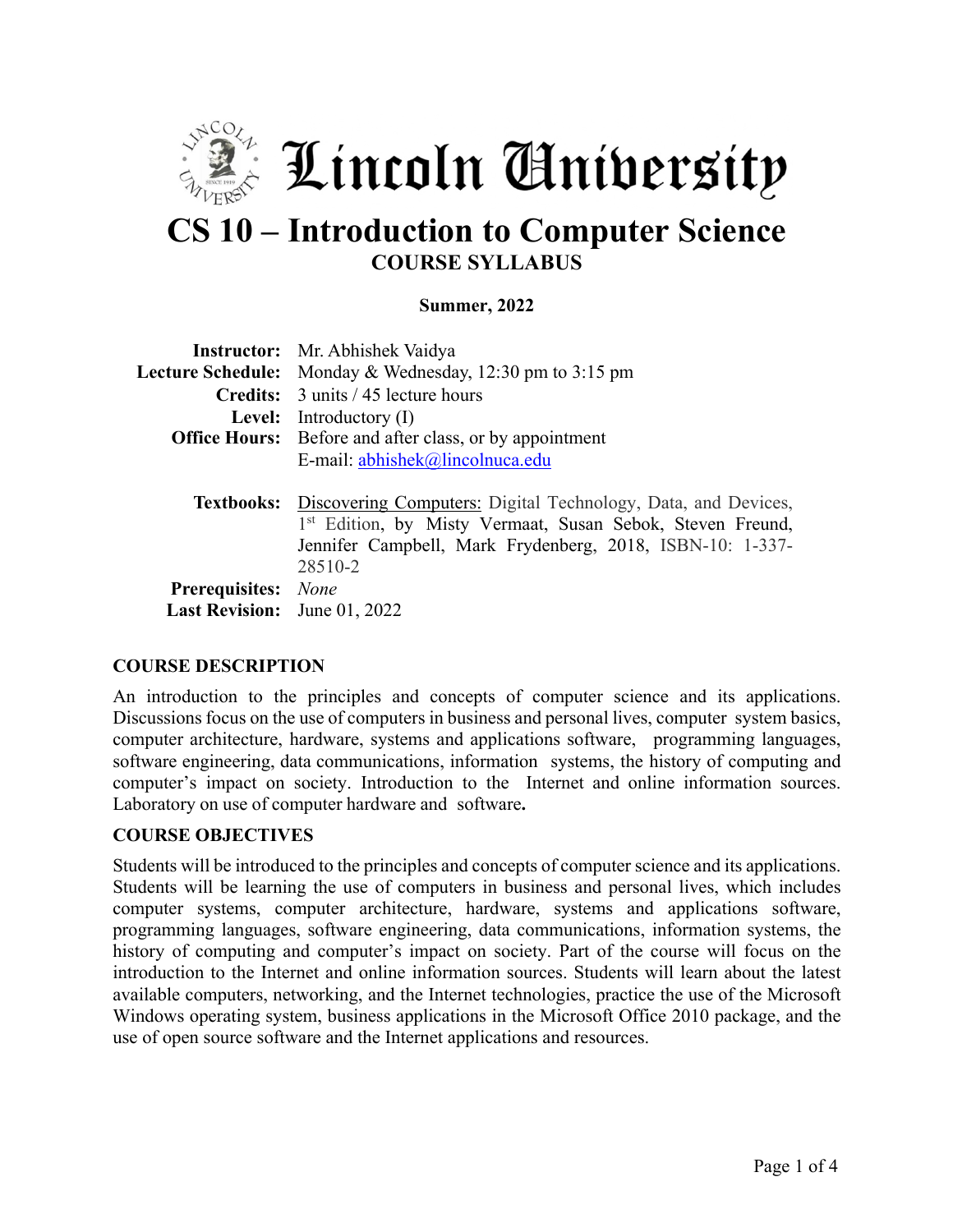# Lincoln University

# CS 10 – Introduction to Computer Science

## COURSE SYLLABUS

**Summer, 2022**

**Instructor:** Mr. Abhishek Vaidya
**Lecture Schedule:** Monday & Wednesday, 12:30 pm to 3:15 pm
**Credits:** 3 units / 45 lecture hours
**Level:** Introductory (I)
**Office Hours:** Before and after class, or by appointment
E-mail: abhishek@lincolnuca.edu

**Textbooks:** Discovering Computers: Digital Technology, Data, and Devices, 1st Edition, by Misty Vermaat, Susan Sebok, Steven Freund, Jennifer Campbell, Mark Frydenberg, 2018, ISBN-10: 1-337-28510-2
**Prerequisites:** *None*
**Last Revision:** June 01, 2022

### COURSE DESCRIPTION

An introduction to the principles and concepts of computer science and its applications. Discussions focus on the use of computers in business and personal lives, computer system basics, computer architecture, hardware, systems and applications software, programming languages, software engineering, data communications, information systems, the history of computing and computer's impact on society. Introduction to the Internet and online information sources. Laboratory on use of computer hardware and software**.**

### COURSE OBJECTIVES

Students will be introduced to the principles and concepts of computer science and its applications. Students will be learning the use of computers in business and personal lives, which includes computer systems, computer architecture, hardware, systems and applications software, programming languages, software engineering, data communications, information systems, the history of computing and computer's impact on society. Part of the course will focus on the introduction to the Internet and online information sources. Students will learn about the latest available computers, networking, and the Internet technologies, practice the use of the Microsoft Windows operating system, business applications in the Microsoft Office 2010 package, and the use of open source software and the Internet applications and resources.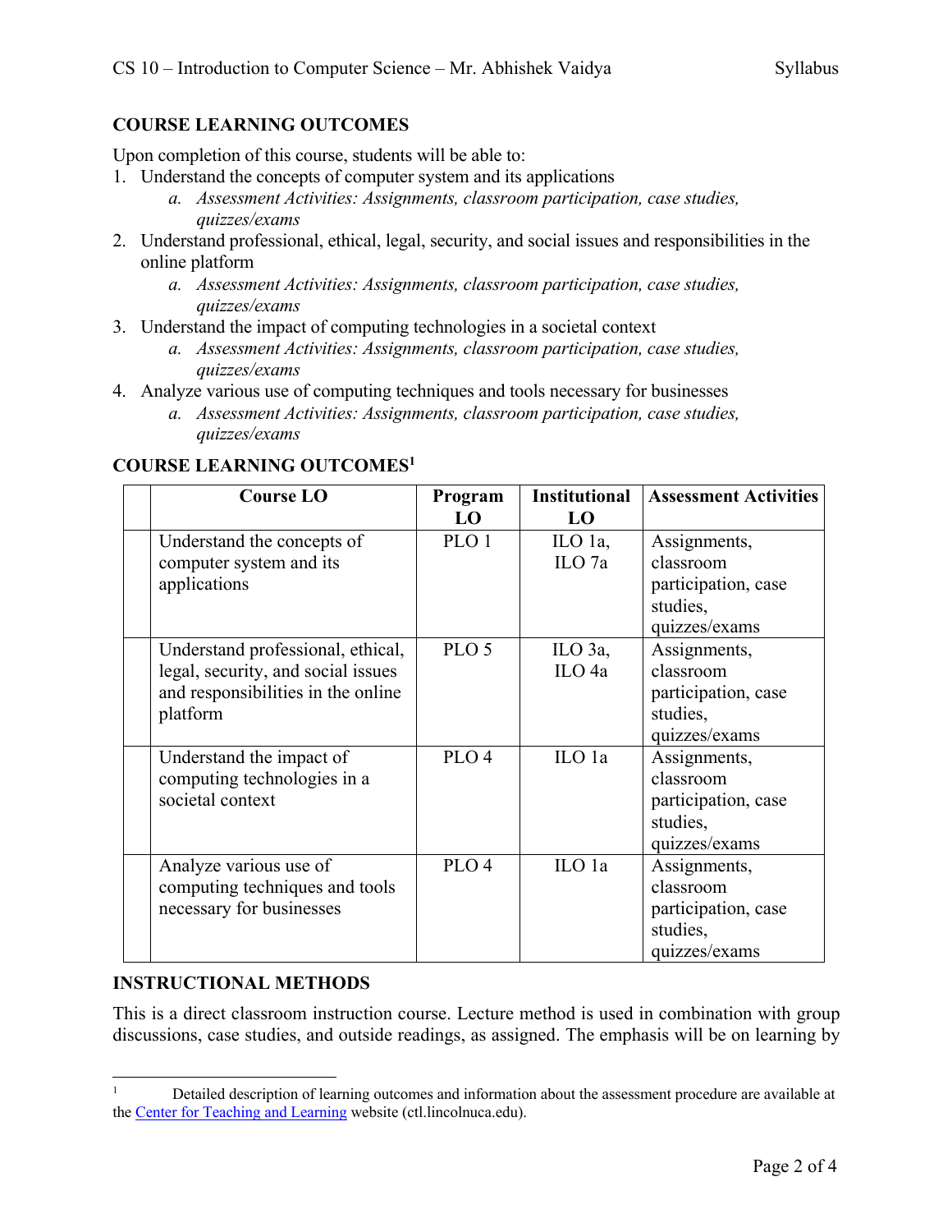## COURSE LEARNING OUTCOMES

Upon completion of this course, students will be able to:

1. Understand the concepts of computer system and its applications
   a. *Assessment Activities: Assignments, classroom participation, case studies, quizzes/exams*
2. Understand professional, ethical, legal, security, and social issues and responsibilities in the online platform
   a. *Assessment Activities: Assignments, classroom participation, case studies, quizzes/exams*
3. Understand the impact of computing technologies in a societal context
   a. *Assessment Activities: Assignments, classroom participation, case studies, quizzes/exams*
4. Analyze various use of computing techniques and tools necessary for businesses
   a. *Assessment Activities: Assignments, classroom participation, case studies, quizzes/exams*

## COURSE LEARNING OUTCOMES[1]

| | Course LO | Program LO | Institutional LO | Assessment Activities |
|---|---|---|---|---|
| | Understand the concepts of computer system and its applications | PLO 1 | ILO 1a, ILO 7a | Assignments, classroom participation, case studies, quizzes/exams |
| | Understand professional, ethical, legal, security, and social issues and responsibilities in the online platform | PLO 5 | ILO 3a, ILO 4a | Assignments, classroom participation, case studies, quizzes/exams |
| | Understand the impact of computing technologies in a societal context | PLO 4 | ILO 1a | Assignments, classroom participation, case studies, quizzes/exams |
| | Analyze various use of computing techniques and tools necessary for businesses | PLO 4 | ILO 1a | Assignments, classroom participation, case studies, quizzes/exams |

## INSTRUCTIONAL METHODS

This is a direct classroom instruction course. Lecture method is used in combination with group discussions, case studies, and outside readings, as assigned. The emphasis will be on learning by

---

[1] Detailed description of learning outcomes and information about the assessment procedure are available at the [Center for Teaching and Learning](ctl.lincolnuca.edu) website (ctl.lincolnuca.edu).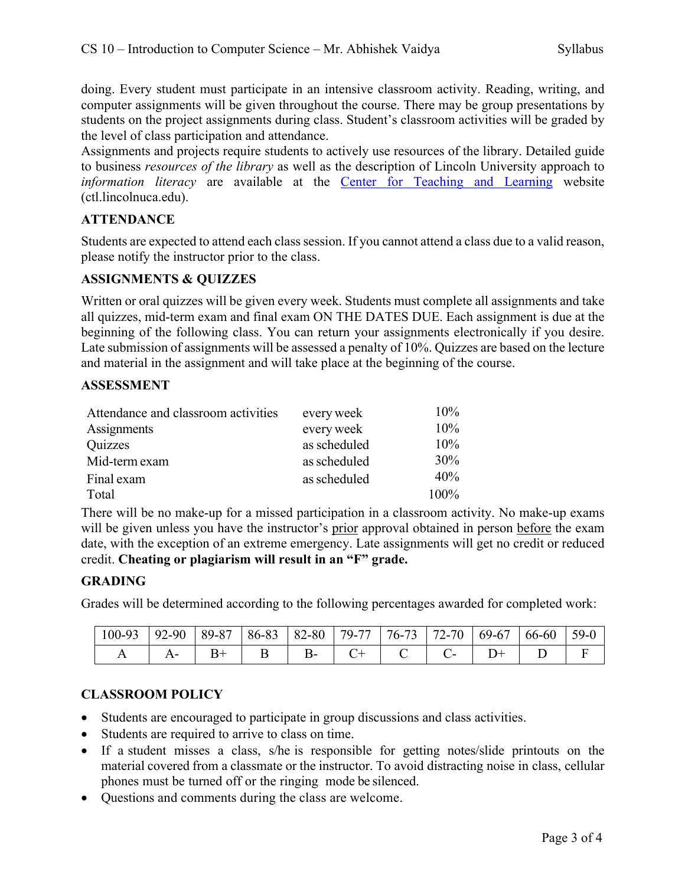doing. Every student must participate in an intensive classroom activity. Reading, writing, and computer assignments will be given throughout the course. There may be group presentations by students on the project assignments during class. Student's classroom activities will be graded by the level of class participation and attendance.

Assignments and projects require students to actively use resources of the library. Detailed guide to business *resources of the library* as well as the description of Lincoln University approach to *information literacy* are available at the Center for Teaching and Learning website (ctl.lincolnuca.edu).

### ATTENDANCE

Students are expected to attend each class session. If you cannot attend a class due to a valid reason, please notify the instructor prior to the class.

### ASSIGNMENTS & QUIZZES

Written or oral quizzes will be given every week. Students must complete all assignments and take all quizzes, mid-term exam and final exam ON THE DATES DUE. Each assignment is due at the beginning of the following class. You can return your assignments electronically if you desire. Late submission of assignments will be assessed a penalty of 10%. Quizzes are based on the lecture and material in the assignment and will take place at the beginning of the course.

### ASSESSMENT

| | | |
|---|---|---|
| Attendance and classroom activities | every week | 10% |
| Assignments | every week | 10% |
| Quizzes | as scheduled | 10% |
| Mid-term exam | as scheduled | 30% |
| Final exam | as scheduled | 40% |
| Total | | 100% |

There will be no make-up for a missed participation in a classroom activity. No make-up exams will be given unless you have the instructor's prior approval obtained in person before the exam date, with the exception of an extreme emergency. Late assignments will get no credit or reduced credit. **Cheating or plagiarism will result in an "F" grade.**

### GRADING

Grades will be determined according to the following percentages awarded for completed work:

| 100-93 | 92-90 | 89-87 | 86-83 | 82-80 | 79-77 | 76-73 | 72-70 | 69-67 | 66-60 | 59-0 |
|---|---|---|---|---|---|---|---|---|---|---|
| A | A- | B+ | B | B- | C+ | C | C- | D+ | D | F |

### CLASSROOM POLICY

- Students are encouraged to participate in group discussions and class activities.
- Students are required to arrive to class on time.
- If a student misses a class, s/he is responsible for getting notes/slide printouts on the material covered from a classmate or the instructor. To avoid distracting noise in class, cellular phones must be turned off or the ringing mode be silenced.
- Questions and comments during the class are welcome.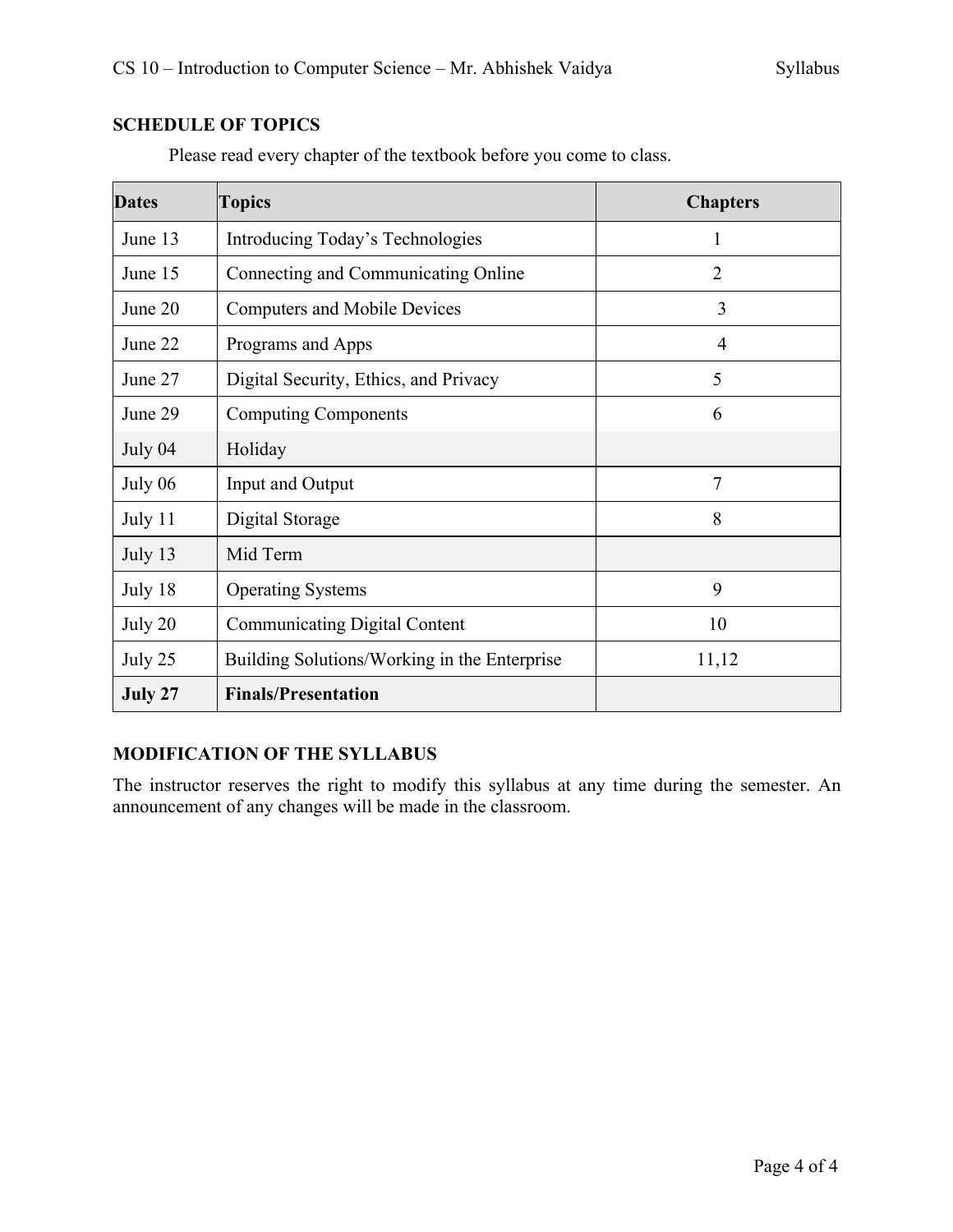## SCHEDULE OF TOPICS

Please read every chapter of the textbook before you come to class.

| Dates | Topics | Chapters |
|---|---|---|
| June 13 | Introducing Today's Technologies | 1 |
| June 15 | Connecting and Communicating Online | 2 |
| June 20 | Computers and Mobile Devices | 3 |
| June 22 | Programs and Apps | 4 |
| June 27 | Digital Security, Ethics, and Privacy | 5 |
| June 29 | Computing Components | 6 |
| July 04 | Holiday | |
| July 06 | Input and Output | 7 |
| July 11 | Digital Storage | 8 |
| July 13 | Mid Term | |
| July 18 | Operating Systems | 9 |
| July 20 | Communicating Digital Content | 10 |
| July 25 | Building Solutions/Working in the Enterprise | 11,12 |
| **July 27** | **Finals/Presentation** | |

## MODIFICATION OF THE SYLLABUS

The instructor reserves the right to modify this syllabus at any time during the semester. An announcement of any changes will be made in the classroom.